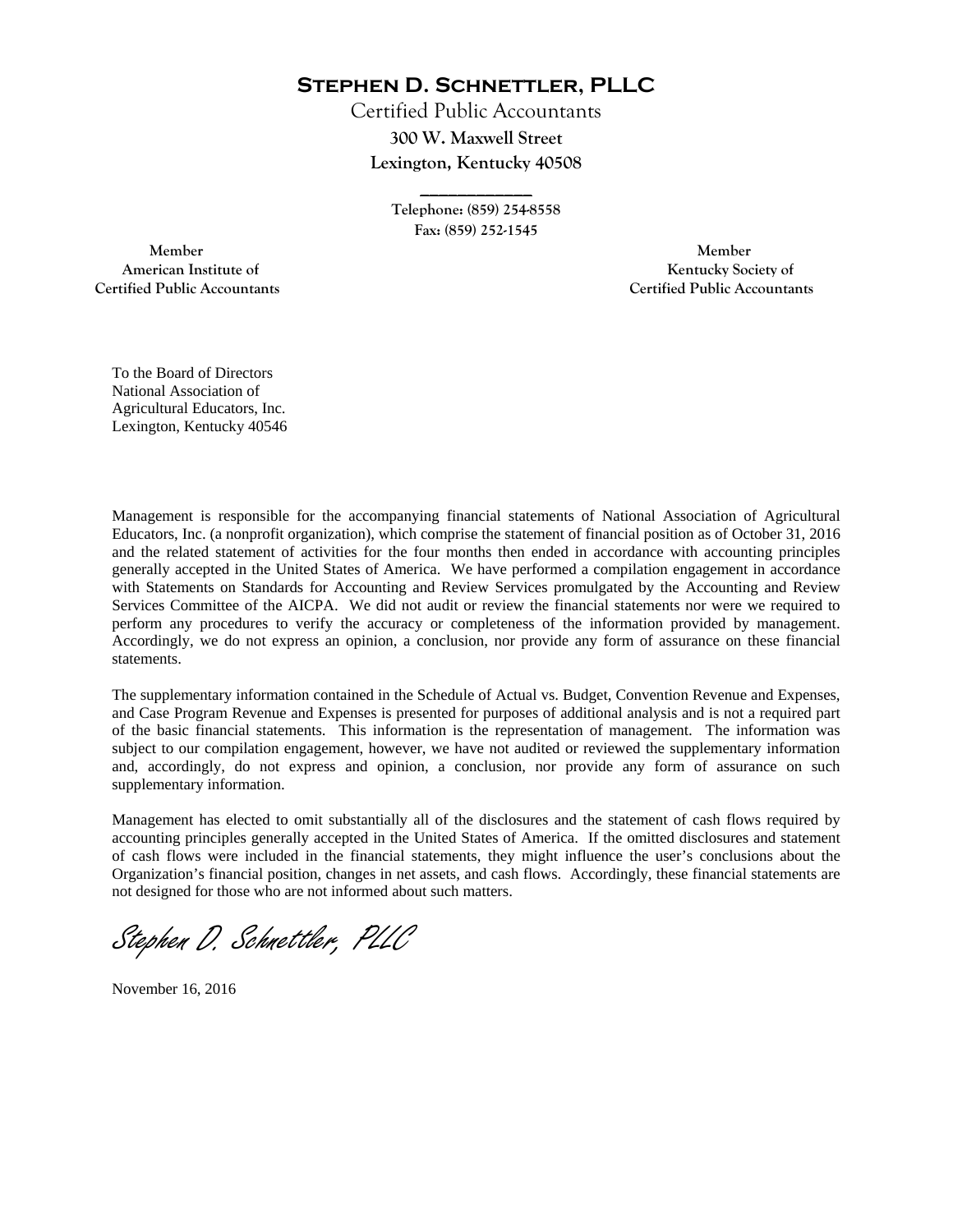# Stephen D. Schnettler, PLLC

Certified Public Accountants

**300 W. Maxwell Street**

**Lexington, Kentucky 40508**

**Telephone: (859) 254-8558**

**Fax: (859) 252-1545**

**Member**
**American Institute of**
**Certified Public Accountants**

**Member**
**Kentucky Society of**
**Certified Public Accountants**

To the Board of Directors
National Association of
Agricultural Educators, Inc.
Lexington, Kentucky 40546

Management is responsible for the accompanying financial statements of National Association of Agricultural Educators, Inc. (a nonprofit organization), which comprise the statement of financial position as of October 31, 2016 and the related statement of activities for the four months then ended in accordance with accounting principles generally accepted in the United States of America. We have performed a compilation engagement in accordance with Statements on Standards for Accounting and Review Services promulgated by the Accounting and Review Services Committee of the AICPA. We did not audit or review the financial statements nor were we required to perform any procedures to verify the accuracy or completeness of the information provided by management. Accordingly, we do not express an opinion, a conclusion, nor provide any form of assurance on these financial statements.

The supplementary information contained in the Schedule of Actual vs. Budget, Convention Revenue and Expenses, and Case Program Revenue and Expenses is presented for purposes of additional analysis and is not a required part of the basic financial statements. This information is the representation of management. The information was subject to our compilation engagement, however, we have not audited or reviewed the supplementary information and, accordingly, do not express and opinion, a conclusion, nor provide any form of assurance on such supplementary information.

Management has elected to omit substantially all of the disclosures and the statement of cash flows required by accounting principles generally accepted in the United States of America. If the omitted disclosures and statement of cash flows were included in the financial statements, they might influence the user's conclusions about the Organization's financial position, changes in net assets, and cash flows. Accordingly, these financial statements are not designed for those who are not informed about such matters.

*Stephen D. Schnettler, PLLC*

November 16, 2016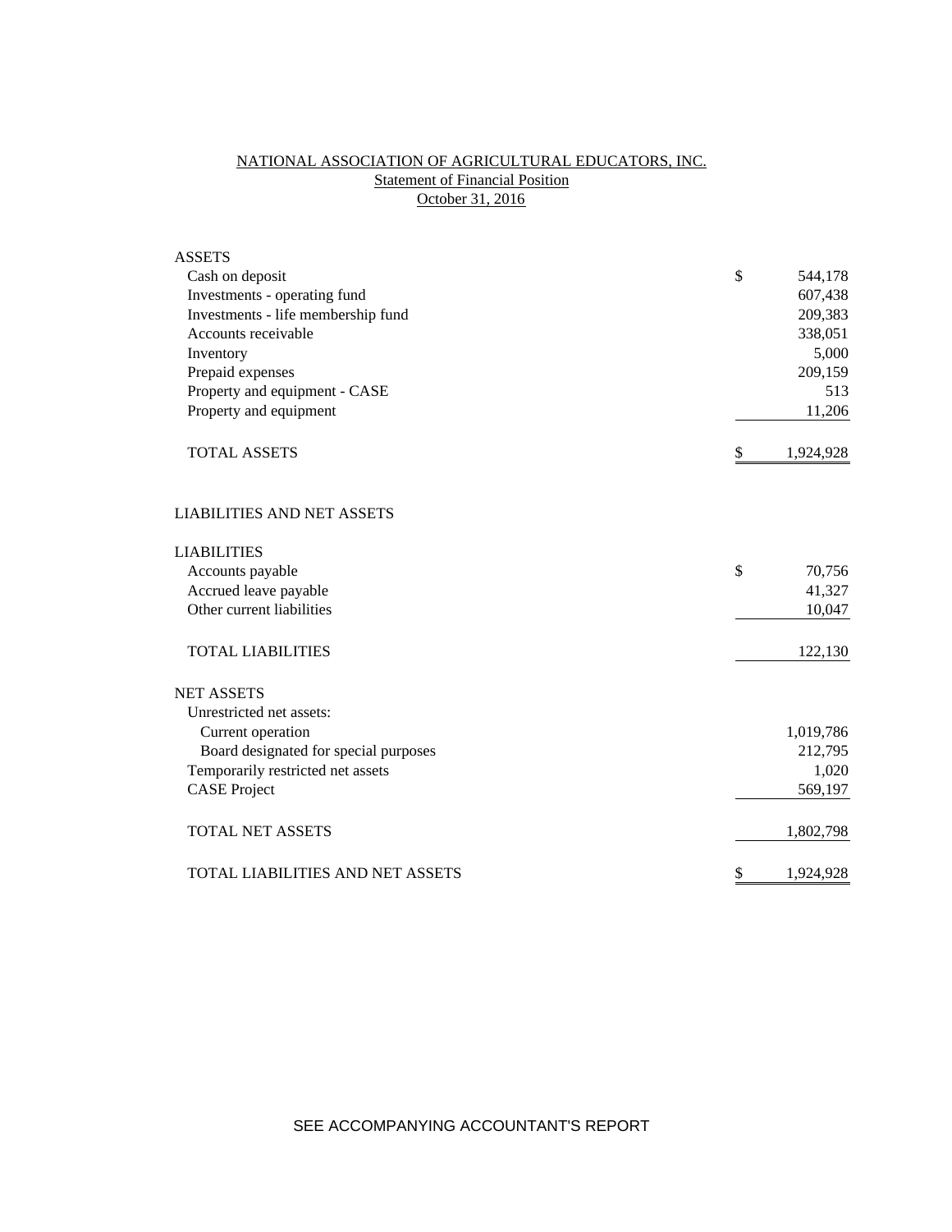# NATIONAL ASSOCIATION OF AGRICULTURAL EDUCATORS, INC.

## Statement of Financial Position

### October 31, 2016

| | | |
|---|---|---|
| **ASSETS** | | |
| Cash on deposit | $ | 544,178 |
| Investments - operating fund | | 607,438 |
| Investments - life membership fund | | 209,383 |
| Accounts receivable | | 338,051 |
| Inventory | | 5,000 |
| Prepaid expenses | | 209,159 |
| Property and equipment - CASE | | 513 |
| Property and equipment | | 11,206 |
| TOTAL ASSETS | $ | 1,924,928 |
| | | |
| **LIABILITIES AND NET ASSETS** | | |
| | | |
| **LIABILITIES** | | |
| Accounts payable | $ | 70,756 |
| Accrued leave payable | | 41,327 |
| Other current liabilities | | 10,047 |
| TOTAL LIABILITIES | | 122,130 |
| | | |
| **NET ASSETS** | | |
| Unrestricted net assets: | | |
| Current operation | | 1,019,786 |
| Board designated for special purposes | | 212,795 |
| Temporarily restricted net assets | | 1,020 |
| CASE Project | | 569,197 |
| TOTAL NET ASSETS | | 1,802,798 |
| | | |
| TOTAL LIABILITIES AND NET ASSETS | $ | 1,924,928 |

SEE ACCOMPANYING ACCOUNTANT'S REPORT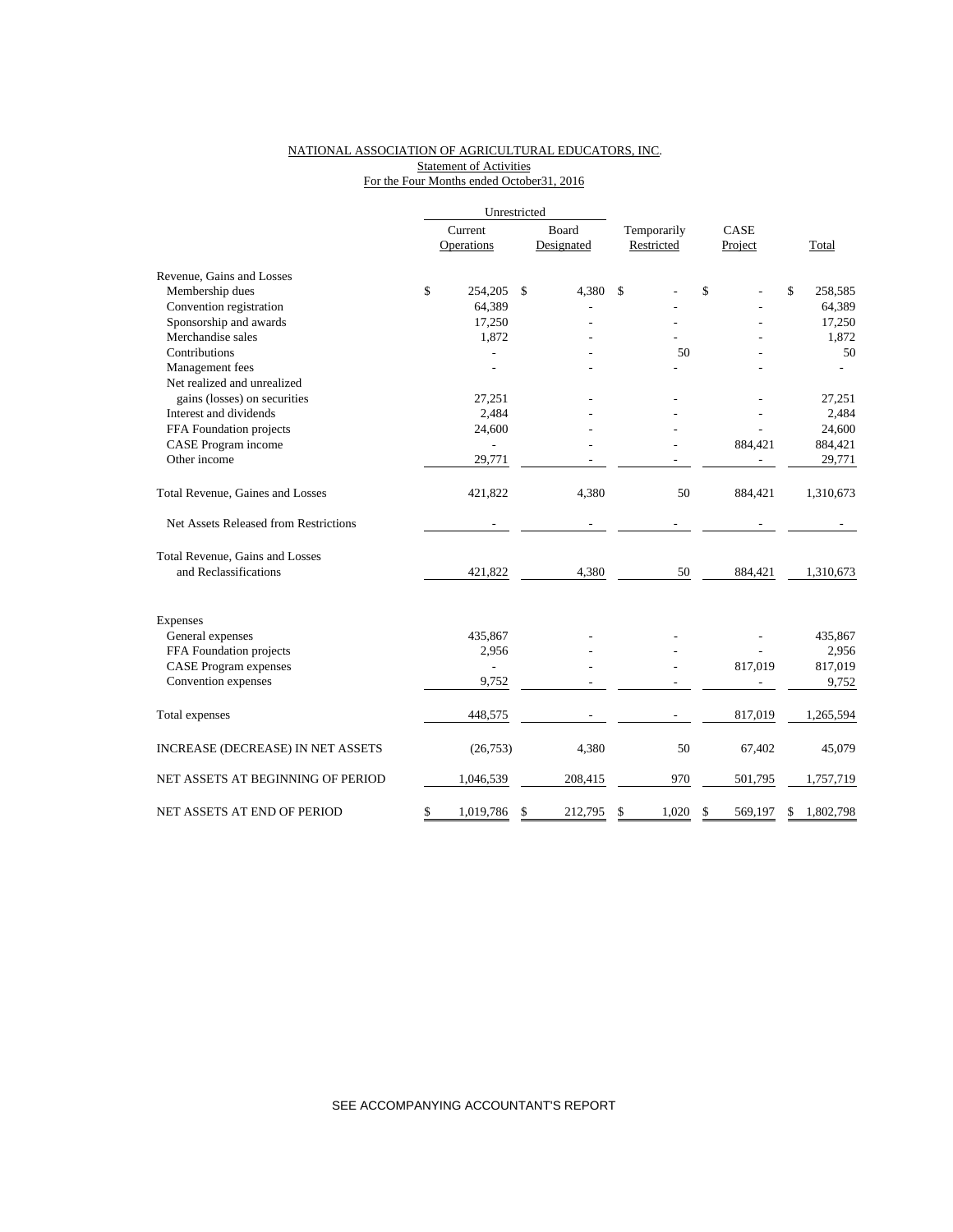NATIONAL ASSOCIATION OF AGRICULTURAL EDUCATORS, INC.
Statement of Activities
For the Four Months ended October31, 2016

| | Unrestricted | | | | |
|---|---|---|---|---|---|
| | Current Operations | Board Designated | Temporarily Restricted | CASE Project | Total |
| Revenue, Gains and Losses | | | | | |
| Membership dues | $ 254,205 | $ 4,380 | $ - | $ - | $ 258,585 |
| Convention registration | 64,389 | - | - | - | 64,389 |
| Sponsorship and awards | 17,250 | - | - | - | 17,250 |
| Merchandise sales | 1,872 | - | - | - | 1,872 |
| Contributions | - | - | 50 | - | 50 |
| Management fees | - | - | - | - | - |
| Net realized and unrealized gains (losses) on securities | 27,251 | - | - | - | 27,251 |
| Interest and dividends | 2,484 | - | - | - | 2,484 |
| FFA Foundation projects | 24,600 | - | - | - | 24,600 |
| CASE Program income | - | - | - | 884,421 | 884,421 |
| Other income | 29,771 | - | - | - | 29,771 |
| Total Revenue, Gaines and Losses | 421,822 | 4,380 | 50 | 884,421 | 1,310,673 |
| Net Assets Released from Restrictions | - | - | - | - | - |
| Total Revenue, Gains and Losses and Reclassifications | 421,822 | 4,380 | 50 | 884,421 | 1,310,673 |
| Expenses | | | | | |
| General expenses | 435,867 | - | - | - | 435,867 |
| FFA Foundation projects | 2,956 | - | - | - | 2,956 |
| CASE Program expenses | - | - | - | 817,019 | 817,019 |
| Convention expenses | 9,752 | - | - | - | 9,752 |
| Total expenses | 448,575 | - | - | 817,019 | 1,265,594 |
| INCREASE (DECREASE) IN NET ASSETS | (26,753) | 4,380 | 50 | 67,402 | 45,079 |
| NET ASSETS AT BEGINNING OF PERIOD | 1,046,539 | 208,415 | 970 | 501,795 | 1,757,719 |
| NET ASSETS AT END OF PERIOD | $ 1,019,786 | $ 212,795 | $ 1,020 | $ 569,197 | $ 1,802,798 |

SEE ACCOMPANYING ACCOUNTANT'S REPORT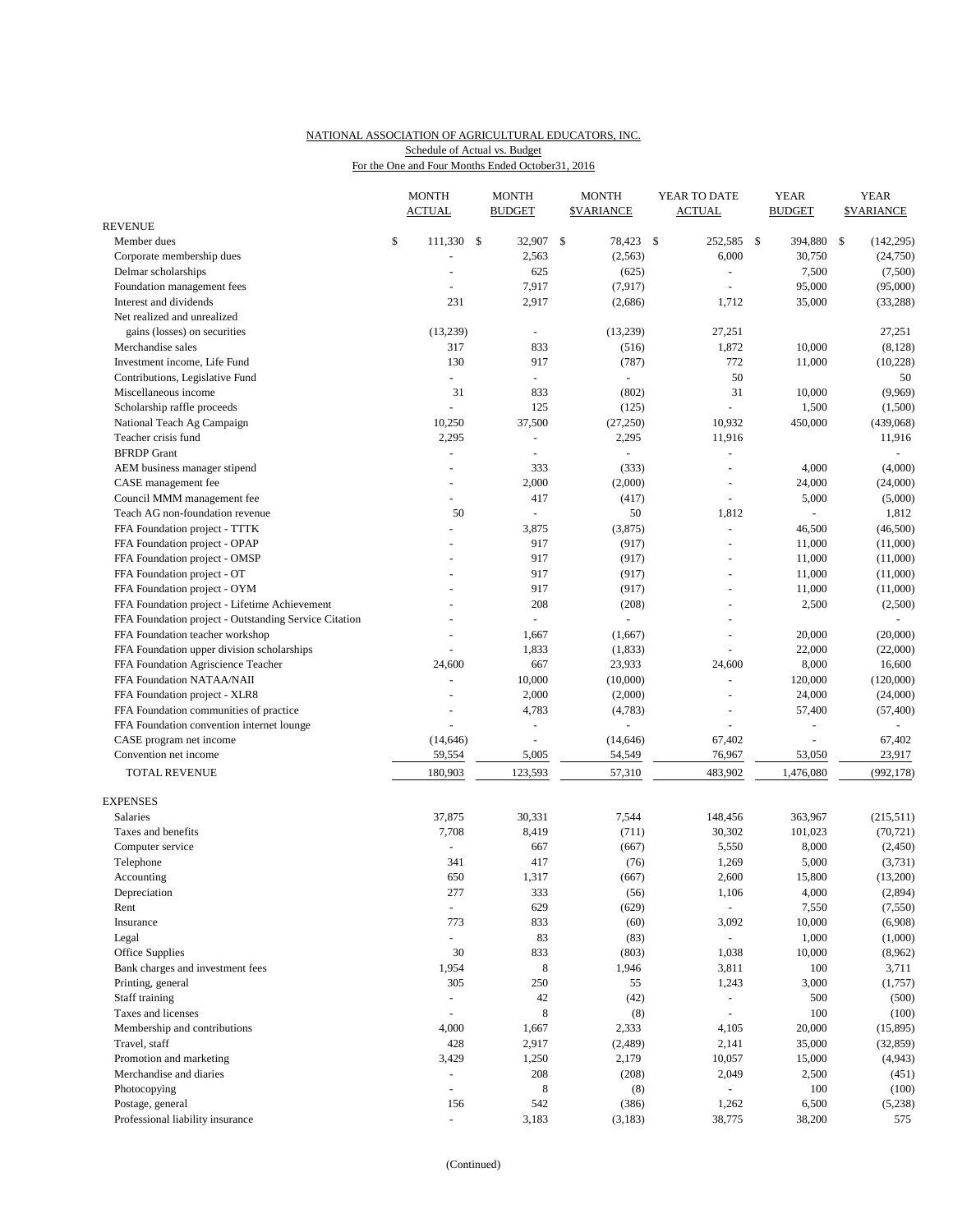NATIONAL ASSOCIATION OF AGRICULTURAL EDUCATORS, INC.
Schedule of Actual vs. Budget
For the One and Four Months Ended October31, 2016

| | MONTH ACTUAL | MONTH BUDGET | MONTH $VARIANCE | YEAR TO DATE ACTUAL | YEAR BUDGET | YEAR $VARIANCE |
|---|---|---|---|---|---|---|
| **REVENUE** | | | | | | |
| Member dues | $ 111,330 | $ 32,907 | $ 78,423 | $ 252,585 | $ 394,880 | $ (142,295) |
| Corporate membership dues | - | 2,563 | (2,563) | 6,000 | 30,750 | (24,750) |
| Delmar scholarships | - | 625 | (625) | - | 7,500 | (7,500) |
| Foundation management fees | - | 7,917 | (7,917) | - | 95,000 | (95,000) |
| Interest and dividends | 231 | 2,917 | (2,686) | 1,712 | 35,000 | (33,288) |
| Net realized and unrealized gains (losses) on securities | (13,239) | - | (13,239) | 27,251 | | 27,251 |
| Merchandise sales | 317 | 833 | (516) | 1,872 | 10,000 | (8,128) |
| Investment income, Life Fund | 130 | 917 | (787) | 772 | 11,000 | (10,228) |
| Contributions, Legislative Fund | - | - | - | 50 | | 50 |
| Miscellaneous income | 31 | 833 | (802) | 31 | 10,000 | (9,969) |
| Scholarship raffle proceeds | - | 125 | (125) | - | 1,500 | (1,500) |
| National Teach Ag Campaign | 10,250 | 37,500 | (27,250) | 10,932 | 450,000 | (439,068) |
| Teacher crisis fund | 2,295 | - | 2,295 | 11,916 | | 11,916 |
| BFRDP Grant | - | - | - | - | | - |
| AEM business manager stipend | - | 333 | (333) | - | 4,000 | (4,000) |
| CASE management fee | - | 2,000 | (2,000) | - | 24,000 | (24,000) |
| Council MMM management fee | - | 417 | (417) | - | 5,000 | (5,000) |
| Teach AG non-foundation revenue | 50 | - | 50 | 1,812 | - | 1,812 |
| FFA Foundation project - TTTK | - | 3,875 | (3,875) | - | 46,500 | (46,500) |
| FFA Foundation project - OPAP | - | 917 | (917) | - | 11,000 | (11,000) |
| FFA Foundation project - OMSP | - | 917 | (917) | - | 11,000 | (11,000) |
| FFA Foundation project - OT | - | 917 | (917) | - | 11,000 | (11,000) |
| FFA Foundation project - OYM | - | 917 | (917) | - | 11,000 | (11,000) |
| FFA Foundation project - Lifetime Achievement | - | 208 | (208) | - | 2,500 | (2,500) |
| FFA Foundation project - Outstanding Service Citation | - | - | - | - | | - |
| FFA Foundation teacher workshop | - | 1,667 | (1,667) | - | 20,000 | (20,000) |
| FFA Foundation upper division scholarships | - | 1,833 | (1,833) | - | 22,000 | (22,000) |
| FFA Foundation Agriscience Teacher | 24,600 | 667 | 23,933 | 24,600 | 8,000 | 16,600 |
| FFA Foundation NATAA/NAII | - | 10,000 | (10,000) | - | 120,000 | (120,000) |
| FFA Foundation project - XLR8 | - | 2,000 | (2,000) | - | 24,000 | (24,000) |
| FFA Foundation communities of practice | - | 4,783 | (4,783) | - | 57,400 | (57,400) |
| FFA Foundation convention internet lounge | - | - | - | - | - | - |
| CASE program net income | (14,646) | - | (14,646) | 67,402 | - | 67,402 |
| Convention net income | 59,554 | 5,005 | 54,549 | 76,967 | 53,050 | 23,917 |
| TOTAL REVENUE | 180,903 | 123,593 | 57,310 | 483,902 | 1,476,080 | (992,178) |
| **EXPENSES** | | | | | | |
| Salaries | 37,875 | 30,331 | 7,544 | 148,456 | 363,967 | (215,511) |
| Taxes and benefits | 7,708 | 8,419 | (711) | 30,302 | 101,023 | (70,721) |
| Computer service | - | 667 | (667) | 5,550 | 8,000 | (2,450) |
| Telephone | 341 | 417 | (76) | 1,269 | 5,000 | (3,731) |
| Accounting | 650 | 1,317 | (667) | 2,600 | 15,800 | (13,200) |
| Depreciation | 277 | 333 | (56) | 1,106 | 4,000 | (2,894) |
| Rent | - | 629 | (629) | - | 7,550 | (7,550) |
| Insurance | 773 | 833 | (60) | 3,092 | 10,000 | (6,908) |
| Legal | - | 83 | (83) | - | 1,000 | (1,000) |
| Office Supplies | 30 | 833 | (803) | 1,038 | 10,000 | (8,962) |
| Bank charges and investment fees | 1,954 | 8 | 1,946 | 3,811 | 100 | 3,711 |
| Printing, general | 305 | 250 | 55 | 1,243 | 3,000 | (1,757) |
| Staff training | - | 42 | (42) | - | 500 | (500) |
| Taxes and licenses | - | 8 | (8) | - | 100 | (100) |
| Membership and contributions | 4,000 | 1,667 | 2,333 | 4,105 | 20,000 | (15,895) |
| Travel, staff | 428 | 2,917 | (2,489) | 2,141 | 35,000 | (32,859) |
| Promotion and marketing | 3,429 | 1,250 | 2,179 | 10,057 | 15,000 | (4,943) |
| Merchandise and diaries | - | 208 | (208) | 2,049 | 2,500 | (451) |
| Photocopying | - | 8 | (8) | - | 100 | (100) |
| Postage, general | 156 | 542 | (386) | 1,262 | 6,500 | (5,238) |
| Professional liability insurance | - | 3,183 | (3,183) | 38,775 | 38,200 | 575 |

(Continued)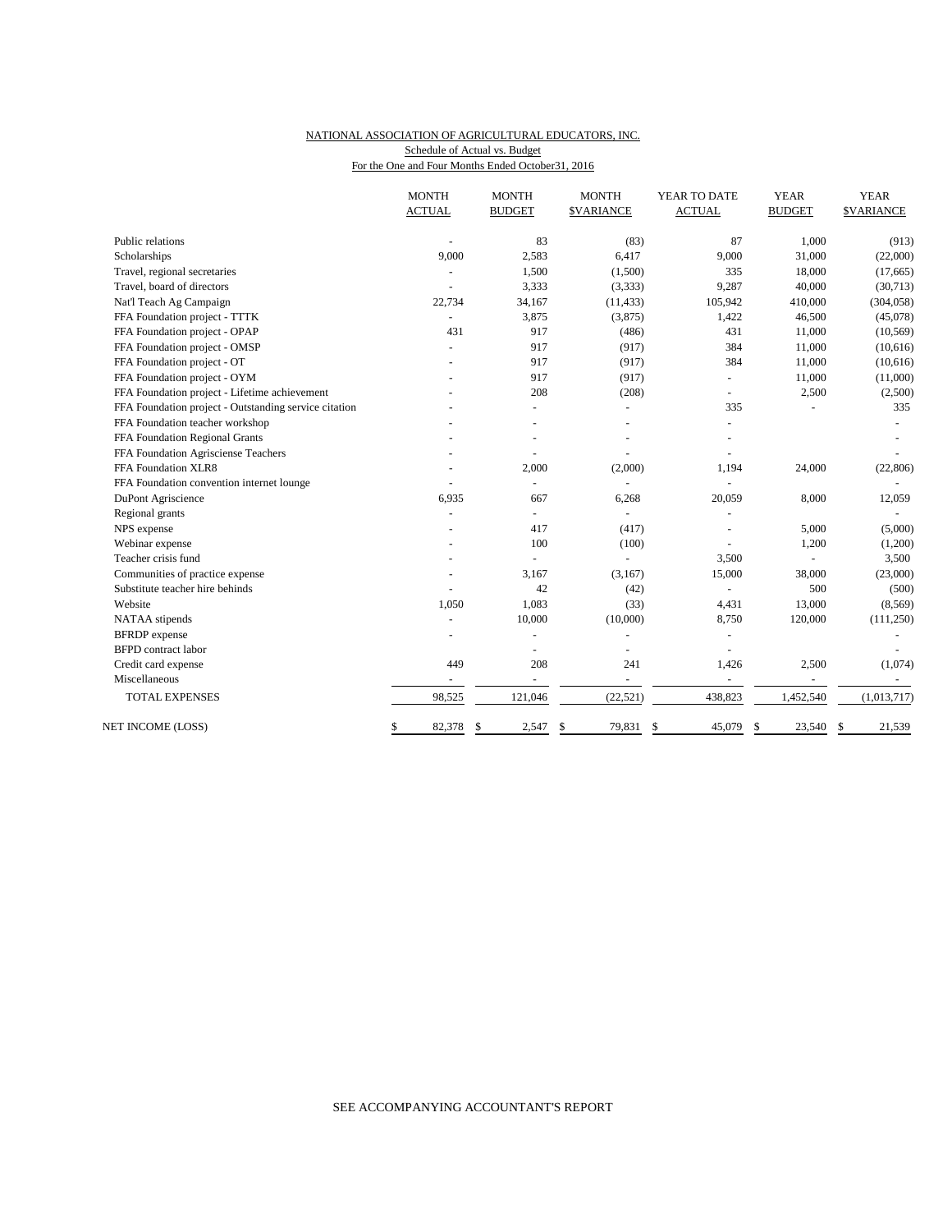NATIONAL ASSOCIATION OF AGRICULTURAL EDUCATORS, INC.
Schedule of Actual vs. Budget
For the One and Four Months Ended October31, 2016

| | MONTH ACTUAL | MONTH BUDGET | MONTH $VARIANCE | YEAR TO DATE ACTUAL | YEAR BUDGET | YEAR $VARIANCE |
|---|---|---|---|---|---|---|
| Public relations | - | 83 | (83) | 87 | 1,000 | (913) |
| Scholarships | 9,000 | 2,583 | 6,417 | 9,000 | 31,000 | (22,000) |
| Travel, regional secretaries | - | 1,500 | (1,500) | 335 | 18,000 | (17,665) |
| Travel, board of directors | - | 3,333 | (3,333) | 9,287 | 40,000 | (30,713) |
| Nat'l Teach Ag Campaign | 22,734 | 34,167 | (11,433) | 105,942 | 410,000 | (304,058) |
| FFA Foundation project - TTTK | - | 3,875 | (3,875) | 1,422 | 46,500 | (45,078) |
| FFA Foundation project - OPAP | 431 | 917 | (486) | 431 | 11,000 | (10,569) |
| FFA Foundation project - OMSP | - | 917 | (917) | 384 | 11,000 | (10,616) |
| FFA Foundation project - OT | - | 917 | (917) | 384 | 11,000 | (10,616) |
| FFA Foundation project - OYM | - | 917 | (917) | - | 11,000 | (11,000) |
| FFA Foundation project - Lifetime achievement | - | 208 | (208) | - | 2,500 | (2,500) |
| FFA Foundation project - Outstanding service citation | - | - | - | 335 | - | 335 |
| FFA Foundation teacher workshop | - | - | - | - | | - |
| FFA Foundation Regional Grants | - | - | - | - | | - |
| FFA Foundation Agrisciense Teachers | - | - | - | - | | - |
| FFA Foundation XLR8 | - | 2,000 | (2,000) | 1,194 | 24,000 | (22,806) |
| FFA Foundation convention internet lounge | - | - | - | - | | - |
| DuPont Agriscience | 6,935 | 667 | 6,268 | 20,059 | 8,000 | 12,059 |
| Regional grants | - | - | - | - | | - |
| NPS expense | - | 417 | (417) | - | 5,000 | (5,000) |
| Webinar expense | - | 100 | (100) | - | 1,200 | (1,200) |
| Teacher crisis fund | - | - | - | 3,500 | - | 3,500 |
| Communities of practice expense | - | 3,167 | (3,167) | 15,000 | 38,000 | (23,000) |
| Substitute teacher hire behinds | - | 42 | (42) | - | 500 | (500) |
| Website | 1,050 | 1,083 | (33) | 4,431 | 13,000 | (8,569) |
| NATAA stipends | - | 10,000 | (10,000) | 8,750 | 120,000 | (111,250) |
| BFRDP expense | - | - | - | - | | - |
| BFPD contract labor | | - | - | - | | - |
| Credit card expense | 449 | 208 | 241 | 1,426 | 2,500 | (1,074) |
| Miscellaneous | - | - | - | - | - | - |
| TOTAL EXPENSES | 98,525 | 121,046 | (22,521) | 438,823 | 1,452,540 | (1,013,717) |
| NET INCOME (LOSS) | $ 82,378 | $ 2,547 | $ 79,831 | $ 45,079 | $ 23,540 | $ 21,539 |

SEE ACCOMPANYING ACCOUNTANT'S REPORT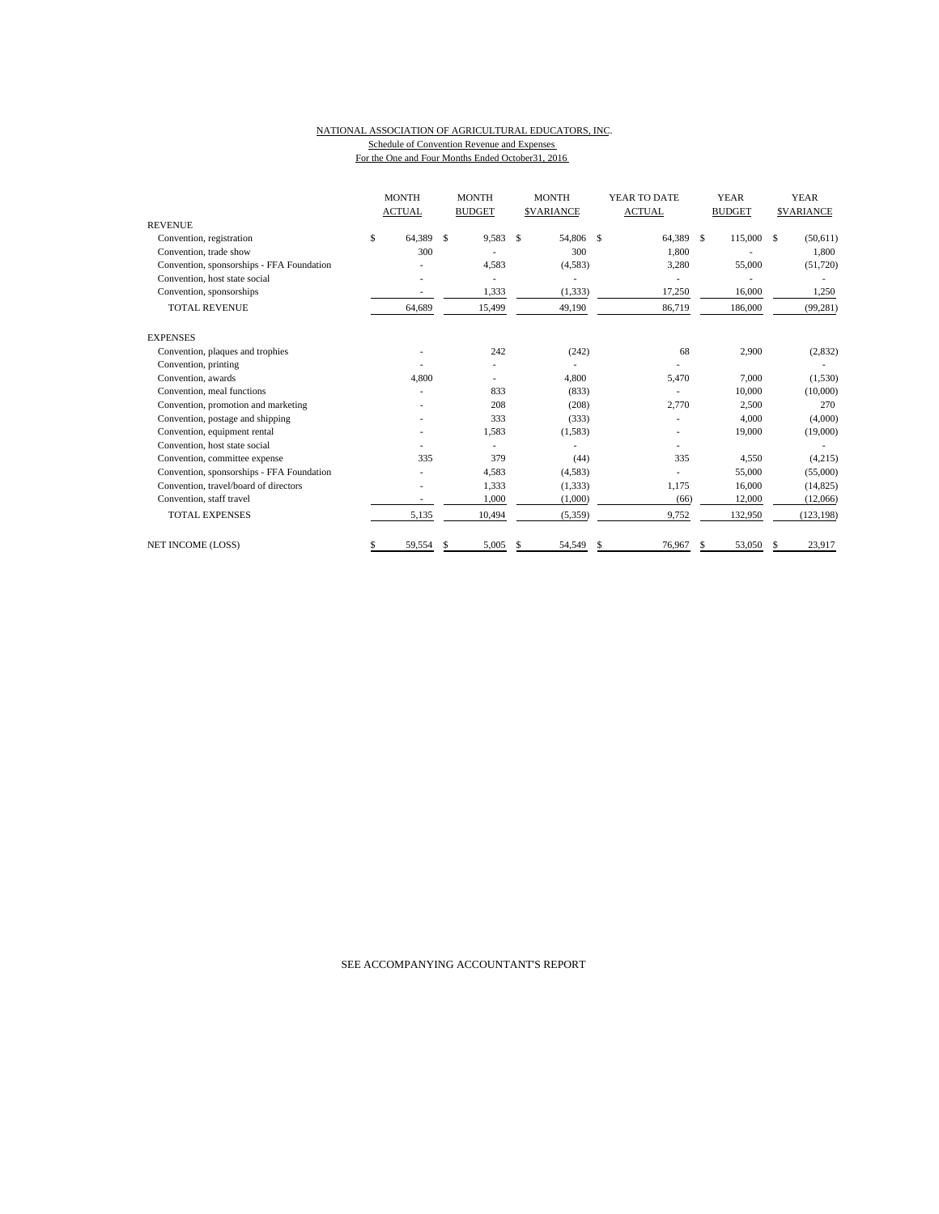NATIONAL ASSOCIATION OF AGRICULTURAL EDUCATORS, INC.

Schedule of Convention Revenue and Expenses

For the One and Four Months Ended October31, 2016

| | MONTH ACTUAL | MONTH BUDGET | MONTH $VARIANCE | YEAR TO DATE ACTUAL | YEAR BUDGET | YEAR $VARIANCE |
|---|---|---|---|---|---|---|
| REVENUE | | | | | | |
| Convention, registration | $ 64,389 | $ 9,583 | $ 54,806 | $ 64,389 | $ 115,000 | $ (50,611) |
| Convention, trade show | 300 | - | 300 | 1,800 | - | 1,800 |
| Convention, sponsorships - FFA Foundation | - | 4,583 | (4,583) | 3,280 | 55,000 | (51,720) |
| Convention, host state social | - | - | - | - | - | - |
| Convention, sponsorships | - | 1,333 | (1,333) | 17,250 | 16,000 | 1,250 |
| TOTAL REVENUE | 64,689 | 15,499 | 49,190 | 86,719 | 186,000 | (99,281) |
| EXPENSES | | | | | | |
| Convention, plaques and trophies | - | 242 | (242) | 68 | 2,900 | (2,832) |
| Convention, printing | - | - | - | - | | - |
| Convention, awards | 4,800 | - | 4,800 | 5,470 | 7,000 | (1,530) |
| Convention, meal functions | - | 833 | (833) | - | 10,000 | (10,000) |
| Convention, promotion and marketing | - | 208 | (208) | 2,770 | 2,500 | 270 |
| Convention, postage and shipping | - | 333 | (333) | - | 4,000 | (4,000) |
| Convention, equipment rental | - | 1,583 | (1,583) | - | 19,000 | (19,000) |
| Convention, host state social | - | - | - | - | | - |
| Convention, committee expense | 335 | 379 | (44) | 335 | 4,550 | (4,215) |
| Convention, sponsorships - FFA Foundation | - | 4,583 | (4,583) | - | 55,000 | (55,000) |
| Convention, travel/board of directors | - | 1,333 | (1,333) | 1,175 | 16,000 | (14,825) |
| Convention, staff travel | - | 1,000 | (1,000) | (66) | 12,000 | (12,066) |
| TOTAL EXPENSES | 5,135 | 10,494 | (5,359) | 9,752 | 132,950 | (123,198) |
| NET INCOME (LOSS) | $ 59,554 | $ 5,005 | $ 54,549 | $ 76,967 | $ 53,050 | $ 23,917 |

SEE ACCOMPANYING ACCOUNTANT'S REPORT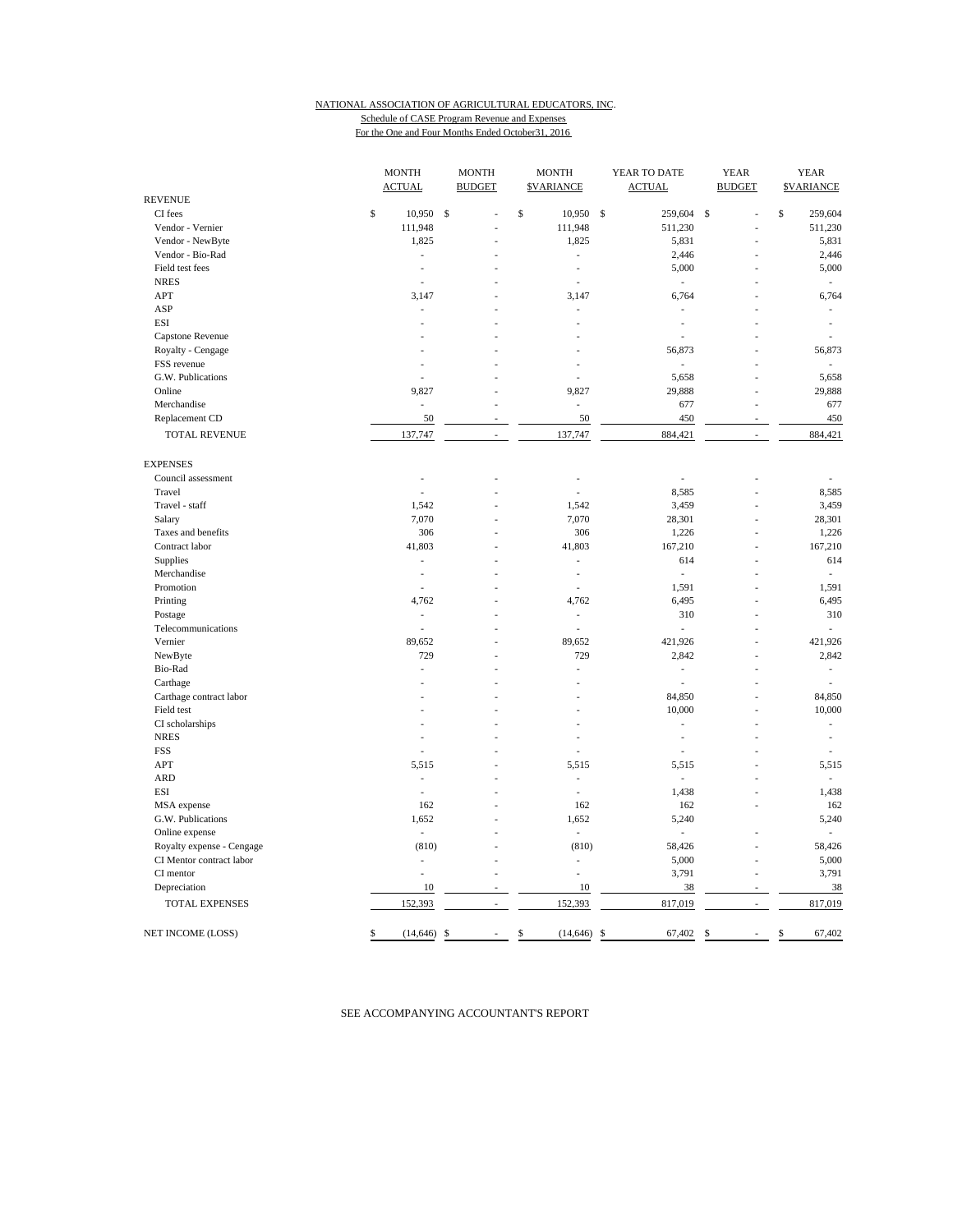NATIONAL ASSOCIATION OF AGRICULTURAL EDUCATORS, INC.
Schedule of CASE Program Revenue and Expenses
For the One and Four Months Ended October31, 2016

| | MONTH ACTUAL | MONTH BUDGET | MONTH $VARIANCE | YEAR TO DATE ACTUAL | YEAR BUDGET | YEAR $VARIANCE |
|---|---|---|---|---|---|---|
| REVENUE | | | | | | |
| CI fees | $ 10,950 | $ - | $ 10,950 | $ 259,604 | $ - | $ 259,604 |
| Vendor - Vernier | 111,948 | - | 111,948 | 511,230 | - | 511,230 |
| Vendor - NewByte | 1,825 | - | 1,825 | 5,831 | - | 5,831 |
| Vendor - Bio-Rad | - | - | - | 2,446 | - | 2,446 |
| Field test fees | - | - | - | 5,000 | - | 5,000 |
| NRES | - | - | - | - | - | - |
| APT | 3,147 | - | 3,147 | 6,764 | - | 6,764 |
| ASP | - | - | - | - | - | - |
| ESI | - | - | - | - | - | - |
| Capstone Revenue | - | - | - | - | - | - |
| Royalty - Cengage | - | - | - | 56,873 | - | 56,873 |
| FSS revenue | - | - | - | - | - | - |
| G.W. Publications | - | - | - | 5,658 | - | 5,658 |
| Online | 9,827 | - | 9,827 | 29,888 | - | 29,888 |
| Merchandise | - | - | - | 677 | - | 677 |
| Replacement CD | 50 | - | 50 | 450 | - | 450 |
| TOTAL REVENUE | 137,747 | - | 137,747 | 884,421 | - | 884,421 |
| EXPENSES | | | | | | |
| Council assessment | - | - | - | - | - | - |
| Travel | - | - | - | 8,585 | - | 8,585 |
| Travel - staff | 1,542 | - | 1,542 | 3,459 | - | 3,459 |
| Salary | 7,070 | - | 7,070 | 28,301 | - | 28,301 |
| Taxes and benefits | 306 | - | 306 | 1,226 | - | 1,226 |
| Contract labor | 41,803 | - | 41,803 | 167,210 | - | 167,210 |
| Supplies | - | - | - | 614 | - | 614 |
| Merchandise | - | - | - | - | - | - |
| Promotion | - | - | - | 1,591 | - | 1,591 |
| Printing | 4,762 | - | 4,762 | 6,495 | - | 6,495 |
| Postage | - | - | - | 310 | - | 310 |
| Telecommunications | - | - | - | - | - | - |
| Vernier | 89,652 | - | 89,652 | 421,926 | - | 421,926 |
| NewByte | 729 | - | 729 | 2,842 | - | 2,842 |
| Bio-Rad | - | - | - | - | - | - |
| Carthage | - | - | - | - | - | - |
| Carthage contract labor | - | - | - | 84,850 | - | 84,850 |
| Field test | - | - | - | 10,000 | - | 10,000 |
| CI scholarships | - | - | - | - | - | - |
| NRES | - | - | - | - | - | - |
| FSS | - | - | - | - | - | - |
| APT | 5,515 | - | 5,515 | 5,515 | - | 5,515 |
| ARD | - | - | - | - | - | - |
| ESI | - | - | - | 1,438 | - | 1,438 |
| MSA expense | 162 | - | 162 | 162 | - | 162 |
| G.W. Publications | 1,652 | - | 1,652 | 5,240 | | 5,240 |
| Online expense | - | - | - | - | - | - |
| Royalty expense - Cengage | (810) | - | (810) | 58,426 | - | 58,426 |
| CI Mentor contract labor | - | - | - | 5,000 | - | 5,000 |
| CI mentor | - | - | - | 3,791 | - | 3,791 |
| Depreciation | 10 | - | 10 | 38 | - | 38 |
| TOTAL EXPENSES | 152,393 | - | 152,393 | 817,019 | - | 817,019 |
| NET INCOME (LOSS) | $ (14,646) | $ - | $ (14,646) | $ 67,402 | $ - | $ 67,402 |

SEE ACCOMPANYING ACCOUNTANT'S REPORT